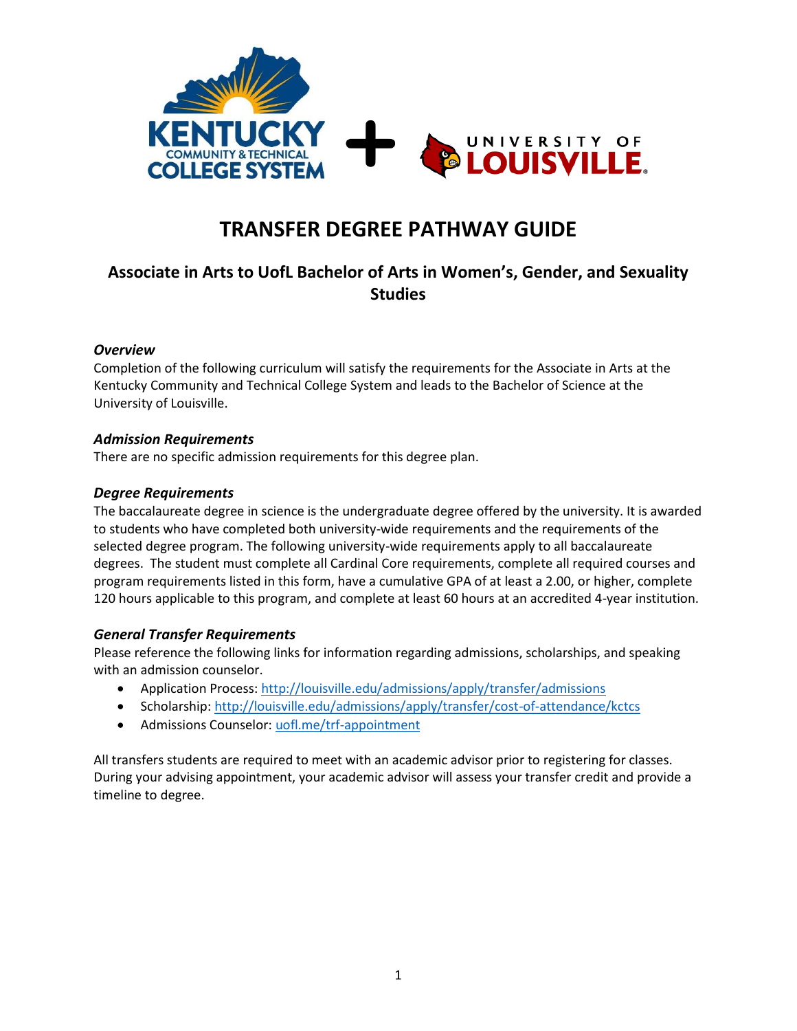# TRANSFER DEGREE PATHWAY GUIDE

## Associate in Arts to UofL Bachelor of Arts in Women's, Gender, and Sexuality Studies

### *Overview*

Completion of the following curriculum will satisfy the requirements for the Associate in Arts at the Kentucky Community and Technical College System and leads to the Bachelor of Science at the University of Louisville.

### *Admission Requirements*

There are no specific admission requirements for this degree plan.

### *Degree Requirements*

The baccalaureate degree in science is the undergraduate degree offered by the university. It is awarded to students who have completed both university-wide requirements and the requirements of the selected degree program. The following university-wide requirements apply to all baccalaureate degrees. The student must complete all Cardinal Core requirements, complete all required courses and program requirements listed in this form, have a cumulative GPA of at least a 2.00, or higher, complete 120 hours applicable to this program, and complete at least 60 hours at an accredited 4-year institution.

### *General Transfer Requirements*

Please reference the following links for information regarding admissions, scholarships, and speaking with an admission counselor.

- Application Process: [http://louisville.edu/admissions/apply/transfer/admissions](http://louisville.edu/admissions/apply/transfer/admissions)
- Scholarship: [http://louisville.edu/admissions/apply/transfer/cost-of-attendance/kctcs](http://louisville.edu/admissions/apply/transfer/cost-of-attendance/kctcs)
- Admissions Counselor: [uofl.me/trf-appointment](uofl.me/trf-appointment)

All transfers students are required to meet with an academic advisor prior to registering for classes. During your advising appointment, your academic advisor will assess your transfer credit and provide a timeline to degree.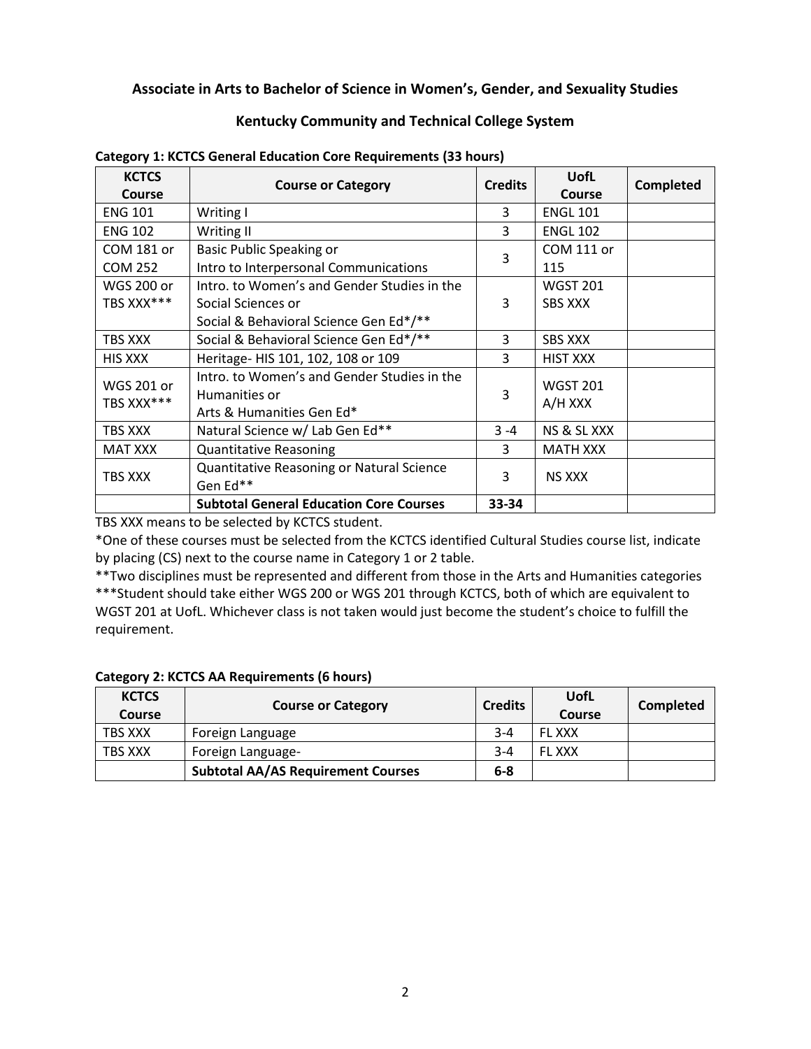### Associate in Arts to Bachelor of Science in Women's, Gender, and Sexuality Studies

### Kentucky Community and Technical College System

**Category 1: KCTCS General Education Core Requirements (33 hours)**

| KCTCS Course | Course or Category | Credits | UofL Course | Completed |
|---|---|---|---|---|
| ENG 101 | Writing I | 3 | ENGL 101 | |
| ENG 102 | Writing II | 3 | ENGL 102 | |
| COM 181 or COM 252 | Basic Public Speaking or Intro to Interpersonal Communications | 3 | COM 111 or 115 | |
| WGS 200 or TBS XXX*** | Intro. to Women's and Gender Studies in the Social Sciences or Social & Behavioral Science Gen Ed*/** | 3 | WGST 201 SBS XXX | |
| TBS XXX | Social & Behavioral Science Gen Ed*/** | 3 | SBS XXX | |
| HIS XXX | Heritage- HIS 101, 102, 108 or 109 | 3 | HIST XXX | |
| WGS 201 or TBS XXX*** | Intro. to Women's and Gender Studies in the Humanities or Arts & Humanities Gen Ed* | 3 | WGST 201 A/H XXX | |
| TBS XXX | Natural Science w/ Lab Gen Ed** | 3 -4 | NS & SL XXX | |
| MAT XXX | Quantitative Reasoning | 3 | MATH XXX | |
| TBS XXX | Quantitative Reasoning or Natural Science Gen Ed** | 3 | NS XXX | |
| | **Subtotal General Education Core Courses** | **33-34** | | |

TBS XXX means to be selected by KCTCS student.

*One of these courses must be selected from the KCTCS identified Cultural Studies course list, indicate by placing (CS) next to the course name in Category 1 or 2 table.

**Two disciplines must be represented and different from those in the Arts and Humanities categories

***Student should take either WGS 200 or WGS 201 through KCTCS, both of which are equivalent to WGST 201 at UofL. Whichever class is not taken would just become the student's choice to fulfill the requirement.

**Category 2: KCTCS AA Requirements (6 hours)**

| KCTCS Course | Course or Category | Credits | UofL Course | Completed |
|---|---|---|---|---|
| TBS XXX | Foreign Language | 3-4 | FL XXX | |
| TBS XXX | Foreign Language- | 3-4 | FL XXX | |
| | **Subtotal AA/AS Requirement Courses** | **6-8** | | |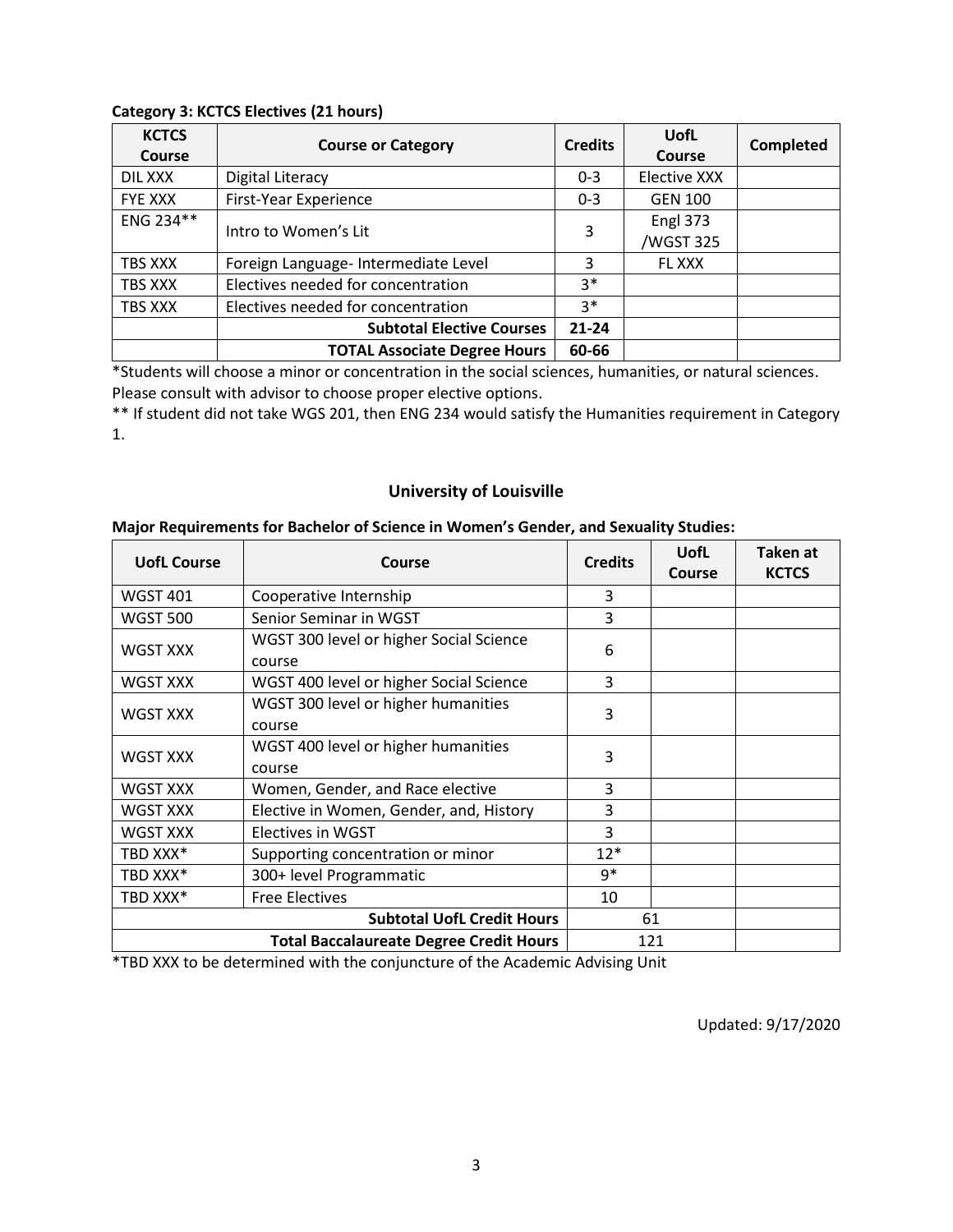**Category 3: KCTCS Electives (21 hours)**

| KCTCS Course | Course or Category | Credits | UofL Course | Completed |
|---|---|---|---|---|
| DIL XXX | Digital Literacy | 0-3 | Elective XXX | |
| FYE XXX | First-Year Experience | 0-3 | GEN 100 | |
| ENG 234** | Intro to Women's Lit | 3 | Engl 373 /WGST 325 | |
| TBS XXX | Foreign Language- Intermediate Level | 3 | FL XXX | |
| TBS XXX | Electives needed for concentration | 3* | | |
| TBS XXX | Electives needed for concentration | 3* | | |
| | **Subtotal Elective Courses** | **21-24** | | |
| | **TOTAL Associate Degree Hours** | **60-66** | | |

*Students will choose a minor or concentration in the social sciences, humanities, or natural sciences. Please consult with advisor to choose proper elective options.

** If student did not take WGS 201, then ENG 234 would satisfy the Humanities requirement in Category 1.

## University of Louisville

**Major Requirements for Bachelor of Science in Women's Gender, and Sexuality Studies:**

| UofL Course | Course | Credits | UofL Course | Taken at KCTCS |
|---|---|---|---|---|
| WGST 401 | Cooperative Internship | 3 | | |
| WGST 500 | Senior Seminar in WGST | 3 | | |
| WGST XXX | WGST 300 level or higher Social Science course | 6 | | |
| WGST XXX | WGST 400 level or higher Social Science | 3 | | |
| WGST XXX | WGST 300 level or higher humanities course | 3 | | |
| WGST XXX | WGST 400 level or higher humanities course | 3 | | |
| WGST XXX | Women, Gender, and Race elective | 3 | | |
| WGST XXX | Elective in Women, Gender, and, History | 3 | | |
| WGST XXX | Electives in WGST | 3 | | |
| TBD XXX* | Supporting concentration or minor | 12* | | |
| TBD XXX* | 300+ level Programmatic | 9* | | |
| TBD XXX* | Free Electives | 10 | | |
| | **Subtotal UofL Credit Hours** | 61 | | |
| | **Total Baccalaureate Degree Credit Hours** | 121 | | |

*TBD XXX to be determined with the conjuncture of the Academic Advising Unit

Updated: 9/17/2020